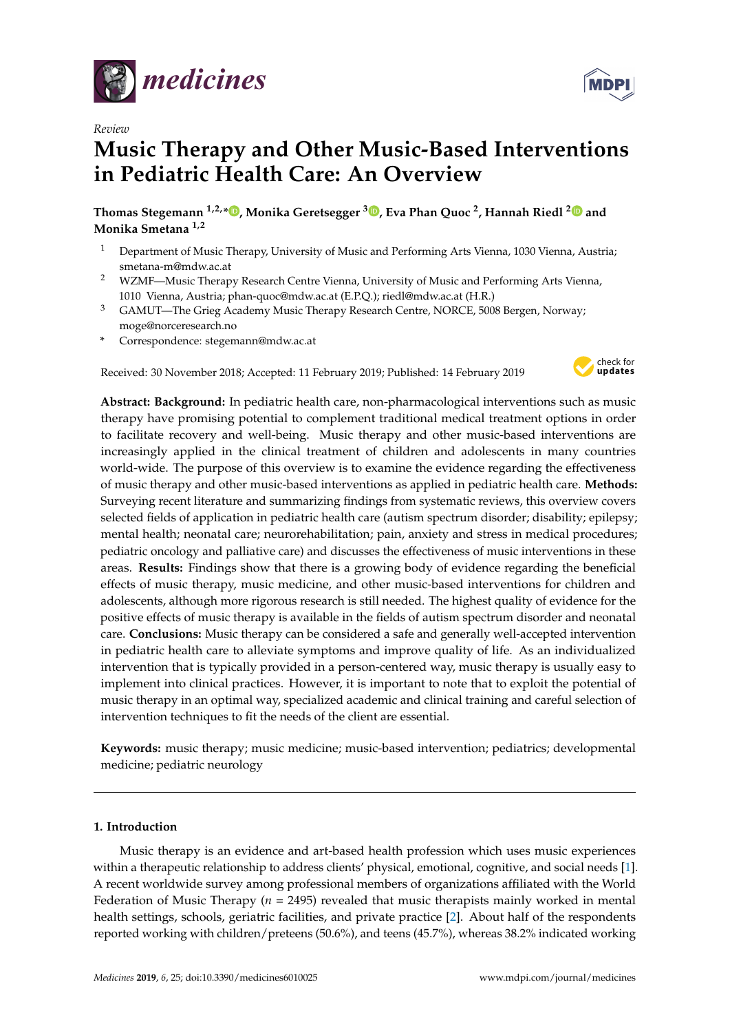*Review*

# Music Therapy and Other Music-Based Interventions in Pediatric Health Care: An Overview

**Thomas Stegemann [1,2,*], Monika Geretsegger [3], Eva Phan Quoc [2], Hannah Riedl [2] and Monika Smetana [1,2]**

1 Department of Music Therapy, University of Music and Performing Arts Vienna, 1030 Vienna, Austria; smetana-m@mdw.ac.at

2 WZMF—Music Therapy Research Centre Vienna, University of Music and Performing Arts Vienna, 1010 Vienna, Austria; phan-quoc@mdw.ac.at (E.P.Q.); riedl@mdw.ac.at (H.R.)

3 GAMUT—The Grieg Academy Music Therapy Research Centre, NORCE, 5008 Bergen, Norway; moge@norceresearch.no

\* Correspondence: stegemann@mdw.ac.at

Received: 30 November 2018; Accepted: 11 February 2019; Published: 14 February 2019

**Abstract: Background:** In pediatric health care, non-pharmacological interventions such as music therapy have promising potential to complement traditional medical treatment options in order to facilitate recovery and well-being. Music therapy and other music-based interventions are increasingly applied in the clinical treatment of children and adolescents in many countries world-wide. The purpose of this overview is to examine the evidence regarding the effectiveness of music therapy and other music-based interventions as applied in pediatric health care. **Methods:** Surveying recent literature and summarizing findings from systematic reviews, this overview covers selected fields of application in pediatric health care (autism spectrum disorder; disability; epilepsy; mental health; neonatal care; neurorehabilitation; pain, anxiety and stress in medical procedures; pediatric oncology and palliative care) and discusses the effectiveness of music interventions in these areas. **Results:** Findings show that there is a growing body of evidence regarding the beneficial effects of music therapy, music medicine, and other music-based interventions for children and adolescents, although more rigorous research is still needed. The highest quality of evidence for the positive effects of music therapy is available in the fields of autism spectrum disorder and neonatal care. **Conclusions:** Music therapy can be considered a safe and generally well-accepted intervention in pediatric health care to alleviate symptoms and improve quality of life. As an individualized intervention that is typically provided in a person-centered way, music therapy is usually easy to implement into clinical practices. However, it is important to note that to exploit the potential of music therapy in an optimal way, specialized academic and clinical training and careful selection of intervention techniques to fit the needs of the client are essential.

**Keywords:** music therapy; music medicine; music-based intervention; pediatrics; developmental medicine; pediatric neurology

## 1. Introduction

Music therapy is an evidence and art-based health profession which uses music experiences within a therapeutic relationship to address clients' physical, emotional, cognitive, and social needs [1]. A recent worldwide survey among professional members of organizations affiliated with the World Federation of Music Therapy ($n$ = 2495) revealed that music therapists mainly worked in mental health settings, schools, geriatric facilities, and private practice [2]. About half of the respondents reported working with children/preteens (50.6%), and teens (45.7%), whereas 38.2% indicated working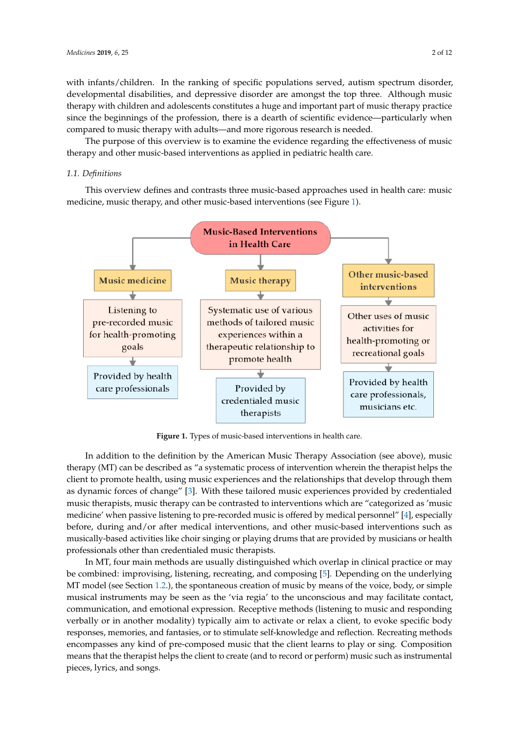with infants/children. In the ranking of specific populations served, autism spectrum disorder, developmental disabilities, and depressive disorder are amongst the top three. Although music therapy with children and adolescents constitutes a huge and important part of music therapy practice since the beginnings of the profession, there is a dearth of scientific evidence—particularly when compared to music therapy with adults—and more rigorous research is needed.

The purpose of this overview is to examine the evidence regarding the effectiveness of music therapy and other music-based interventions as applied in pediatric health care.

### 1.1. Definitions

This overview defines and contrasts three music-based approaches used in health care: music medicine, music therapy, and other music-based interventions (see Figure 1).

**Music-Based Interventions in Health Care**

- **Music medicine**
  - Listening to pre-recorded music for health-promoting goals
  - Provided by health care professionals
- **Music therapy**
  - Systematic use of various methods of tailored music experiences within a therapeutic relationship to promote health
  - Provided by credentialed music therapists
- **Other music-based interventions**
  - Other uses of music activities for health-promoting or recreational goals
  - Provided by health care professionals, musicians etc.

**Figure 1.** Types of music-based interventions in health care.

In addition to the definition by the American Music Therapy Association (see above), music therapy (MT) can be described as "a systematic process of intervention wherein the therapist helps the client to promote health, using music experiences and the relationships that develop through them as dynamic forces of change" [3]. With these tailored music experiences provided by credentialed music therapists, music therapy can be contrasted to interventions which are "categorized as 'music medicine' when passive listening to pre-recorded music is offered by medical personnel" [4], especially before, during and/or after medical interventions, and other music-based interventions such as musically-based activities like choir singing or playing drums that are provided by musicians or health professionals other than credentialed music therapists.

In MT, four main methods are usually distinguished which overlap in clinical practice or may be combined: improvising, listening, recreating, and composing [5]. Depending on the underlying MT model (see Section 1.2.), the spontaneous creation of music by means of the voice, body, or simple musical instruments may be seen as the 'via regia' to the unconscious and may facilitate contact, communication, and emotional expression. Receptive methods (listening to music and responding verbally or in another modality) typically aim to activate or relax a client, to evoke specific body responses, memories, and fantasies, or to stimulate self-knowledge and reflection. Recreating methods encompasses any kind of pre-composed music that the client learns to play or sing. Composition means that the therapist helps the client to create (and to record or perform) music such as instrumental pieces, lyrics, and songs.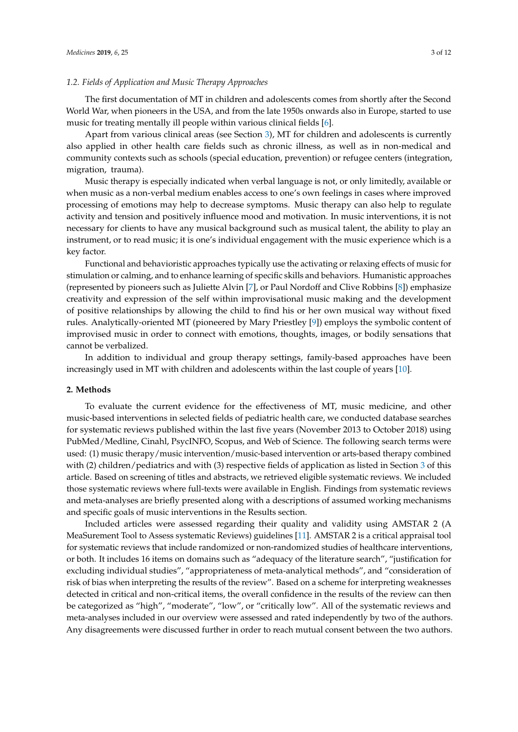### 1.2. Fields of Application and Music Therapy Approaches

The first documentation of MT in children and adolescents comes from shortly after the Second World War, when pioneers in the USA, and from the late 1950s onwards also in Europe, started to use music for treating mentally ill people within various clinical fields [6].

Apart from various clinical areas (see Section 3), MT for children and adolescents is currently also applied in other health care fields such as chronic illness, as well as in non-medical and community contexts such as schools (special education, prevention) or refugee centers (integration, migration, trauma).

Music therapy is especially indicated when verbal language is not, or only limitedly, available or when music as a non-verbal medium enables access to one's own feelings in cases where improved processing of emotions may help to decrease symptoms. Music therapy can also help to regulate activity and tension and positively influence mood and motivation. In music interventions, it is not necessary for clients to have any musical background such as musical talent, the ability to play an instrument, or to read music; it is one's individual engagement with the music experience which is a key factor.

Functional and behavioristic approaches typically use the activating or relaxing effects of music for stimulation or calming, and to enhance learning of specific skills and behaviors. Humanistic approaches (represented by pioneers such as Juliette Alvin [7], or Paul Nordoff and Clive Robbins [8]) emphasize creativity and expression of the self within improvisational music making and the development of positive relationships by allowing the child to find his or her own musical way without fixed rules. Analytically-oriented MT (pioneered by Mary Priestley [9]) employs the symbolic content of improvised music in order to connect with emotions, thoughts, images, or bodily sensations that cannot be verbalized.

In addition to individual and group therapy settings, family-based approaches have been increasingly used in MT with children and adolescents within the last couple of years [10].

## 2. Methods

To evaluate the current evidence for the effectiveness of MT, music medicine, and other music-based interventions in selected fields of pediatric health care, we conducted database searches for systematic reviews published within the last five years (November 2013 to October 2018) using PubMed/Medline, Cinahl, PsycINFO, Scopus, and Web of Science. The following search terms were used: (1) music therapy/music intervention/music-based intervention or arts-based therapy combined with (2) children/pediatrics and with (3) respective fields of application as listed in Section 3 of this article. Based on screening of titles and abstracts, we retrieved eligible systematic reviews. We included those systematic reviews where full-texts were available in English. Findings from systematic reviews and meta-analyses are briefly presented along with a descriptions of assumed working mechanisms and specific goals of music interventions in the Results section.

Included articles were assessed regarding their quality and validity using AMSTAR 2 (A MeaSurement Tool to Assess systematic Reviews) guidelines [11]. AMSTAR 2 is a critical appraisal tool for systematic reviews that include randomized or non-randomized studies of healthcare interventions, or both. It includes 16 items on domains such as "adequacy of the literature search", "justification for excluding individual studies", "appropriateness of meta-analytical methods", and "consideration of risk of bias when interpreting the results of the review". Based on a scheme for interpreting weaknesses detected in critical and non-critical items, the overall confidence in the results of the review can then be categorized as "high", "moderate", "low", or "critically low". All of the systematic reviews and meta-analyses included in our overview were assessed and rated independently by two of the authors. Any disagreements were discussed further in order to reach mutual consent between the two authors.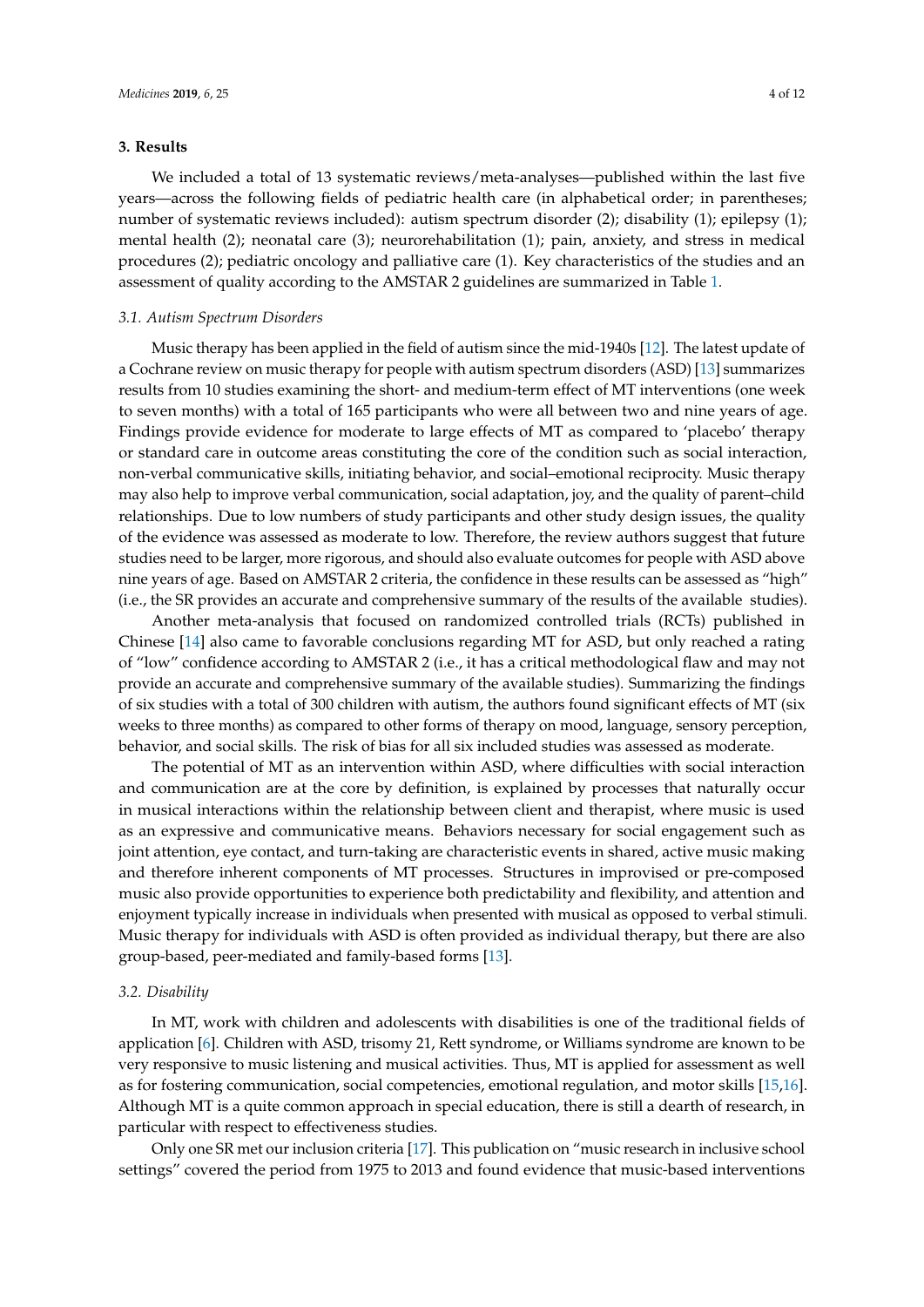## 3. Results

We included a total of 13 systematic reviews/meta-analyses—published within the last five years—across the following fields of pediatric health care (in alphabetical order; in parentheses; number of systematic reviews included): autism spectrum disorder (2); disability (1); epilepsy (1); mental health (2); neonatal care (3); neurorehabilitation (1); pain, anxiety, and stress in medical procedures (2); pediatric oncology and palliative care (1). Key characteristics of the studies and an assessment of quality according to the AMSTAR 2 guidelines are summarized in Table 1.

### *3.1. Autism Spectrum Disorders*

Music therapy has been applied in the field of autism since the mid-1940s [12]. The latest update of a Cochrane review on music therapy for people with autism spectrum disorders (ASD) [13] summarizes results from 10 studies examining the short- and medium-term effect of MT interventions (one week to seven months) with a total of 165 participants who were all between two and nine years of age. Findings provide evidence for moderate to large effects of MT as compared to 'placebo' therapy or standard care in outcome areas constituting the core of the condition such as social interaction, non-verbal communicative skills, initiating behavior, and social–emotional reciprocity. Music therapy may also help to improve verbal communication, social adaptation, joy, and the quality of parent–child relationships. Due to low numbers of study participants and other study design issues, the quality of the evidence was assessed as moderate to low. Therefore, the review authors suggest that future studies need to be larger, more rigorous, and should also evaluate outcomes for people with ASD above nine years of age. Based on AMSTAR 2 criteria, the confidence in these results can be assessed as "high" (i.e., the SR provides an accurate and comprehensive summary of the results of the available studies).

Another meta-analysis that focused on randomized controlled trials (RCTs) published in Chinese [14] also came to favorable conclusions regarding MT for ASD, but only reached a rating of "low" confidence according to AMSTAR 2 (i.e., it has a critical methodological flaw and may not provide an accurate and comprehensive summary of the available studies). Summarizing the findings of six studies with a total of 300 children with autism, the authors found significant effects of MT (six weeks to three months) as compared to other forms of therapy on mood, language, sensory perception, behavior, and social skills. The risk of bias for all six included studies was assessed as moderate.

The potential of MT as an intervention within ASD, where difficulties with social interaction and communication are at the core by definition, is explained by processes that naturally occur in musical interactions within the relationship between client and therapist, where music is used as an expressive and communicative means. Behaviors necessary for social engagement such as joint attention, eye contact, and turn-taking are characteristic events in shared, active music making and therefore inherent components of MT processes. Structures in improvised or pre-composed music also provide opportunities to experience both predictability and flexibility, and attention and enjoyment typically increase in individuals when presented with musical as opposed to verbal stimuli. Music therapy for individuals with ASD is often provided as individual therapy, but there are also group-based, peer-mediated and family-based forms [13].

### *3.2. Disability*

In MT, work with children and adolescents with disabilities is one of the traditional fields of application [6]. Children with ASD, trisomy 21, Rett syndrome, or Williams syndrome are known to be very responsive to music listening and musical activities. Thus, MT is applied for assessment as well as for fostering communication, social competencies, emotional regulation, and motor skills [15,16]. Although MT is a quite common approach in special education, there is still a dearth of research, in particular with respect to effectiveness studies.

Only one SR met our inclusion criteria [17]. This publication on "music research in inclusive school settings" covered the period from 1975 to 2013 and found evidence that music-based interventions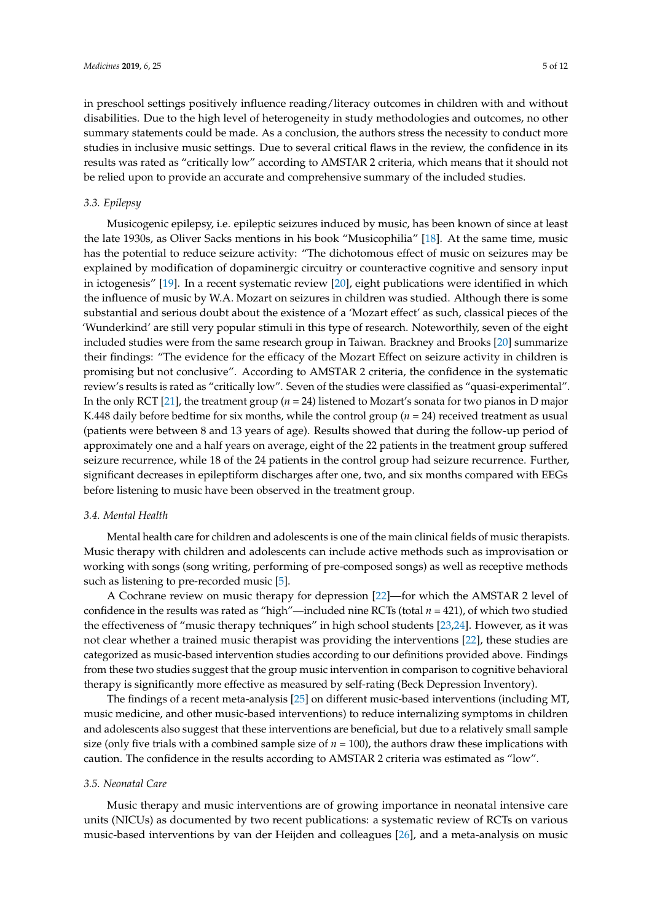in preschool settings positively influence reading/literacy outcomes in children with and without disabilities. Due to the high level of heterogeneity in study methodologies and outcomes, no other summary statements could be made. As a conclusion, the authors stress the necessity to conduct more studies in inclusive music settings. Due to several critical flaws in the review, the confidence in its results was rated as "critically low" according to AMSTAR 2 criteria, which means that it should not be relied upon to provide an accurate and comprehensive summary of the included studies.

### *3.3. Epilepsy*

Musicogenic epilepsy, i.e. epileptic seizures induced by music, has been known of since at least the late 1930s, as Oliver Sacks mentions in his book "Musicophilia" [18]. At the same time, music has the potential to reduce seizure activity: "The dichotomous effect of music on seizures may be explained by modification of dopaminergic circuitry or counteractive cognitive and sensory input in ictogenesis" [19]. In a recent systematic review [20], eight publications were identified in which the influence of music by W.A. Mozart on seizures in children was studied. Although there is some substantial and serious doubt about the existence of a 'Mozart effect' as such, classical pieces of the 'Wunderkind' are still very popular stimuli in this type of research. Noteworthily, seven of the eight included studies were from the same research group in Taiwan. Brackney and Brooks [20] summarize their findings: "The evidence for the efficacy of the Mozart Effect on seizure activity in children is promising but not conclusive". According to AMSTAR 2 criteria, the confidence in the systematic review's results is rated as "critically low". Seven of the studies were classified as "quasi-experimental". In the only RCT [21], the treatment group ($n$ = 24) listened to Mozart's sonata for two pianos in D major K.448 daily before bedtime for six months, while the control group ($n$ = 24) received treatment as usual (patients were between 8 and 13 years of age). Results showed that during the follow-up period of approximately one and a half years on average, eight of the 22 patients in the treatment group suffered seizure recurrence, while 18 of the 24 patients in the control group had seizure recurrence. Further, significant decreases in epileptiform discharges after one, two, and six months compared with EEGs before listening to music have been observed in the treatment group.

### *3.4. Mental Health*

Mental health care for children and adolescents is one of the main clinical fields of music therapists. Music therapy with children and adolescents can include active methods such as improvisation or working with songs (song writing, performing of pre-composed songs) as well as receptive methods such as listening to pre-recorded music [5].

A Cochrane review on music therapy for depression [22]—for which the AMSTAR 2 level of confidence in the results was rated as "high"—included nine RCTs (total $n$ = 421), of which two studied the effectiveness of "music therapy techniques" in high school students [23,24]. However, as it was not clear whether a trained music therapist was providing the interventions [22], these studies are categorized as music-based intervention studies according to our definitions provided above. Findings from these two studies suggest that the group music intervention in comparison to cognitive behavioral therapy is significantly more effective as measured by self-rating (Beck Depression Inventory).

The findings of a recent meta-analysis [25] on different music-based interventions (including MT, music medicine, and other music-based interventions) to reduce internalizing symptoms in children and adolescents also suggest that these interventions are beneficial, but due to a relatively small sample size (only five trials with a combined sample size of $n$ = 100), the authors draw these implications with caution. The confidence in the results according to AMSTAR 2 criteria was estimated as "low".

### *3.5. Neonatal Care*

Music therapy and music interventions are of growing importance in neonatal intensive care units (NICUs) as documented by two recent publications: a systematic review of RCTs on various music-based interventions by van der Heijden and colleagues [26], and a meta-analysis on music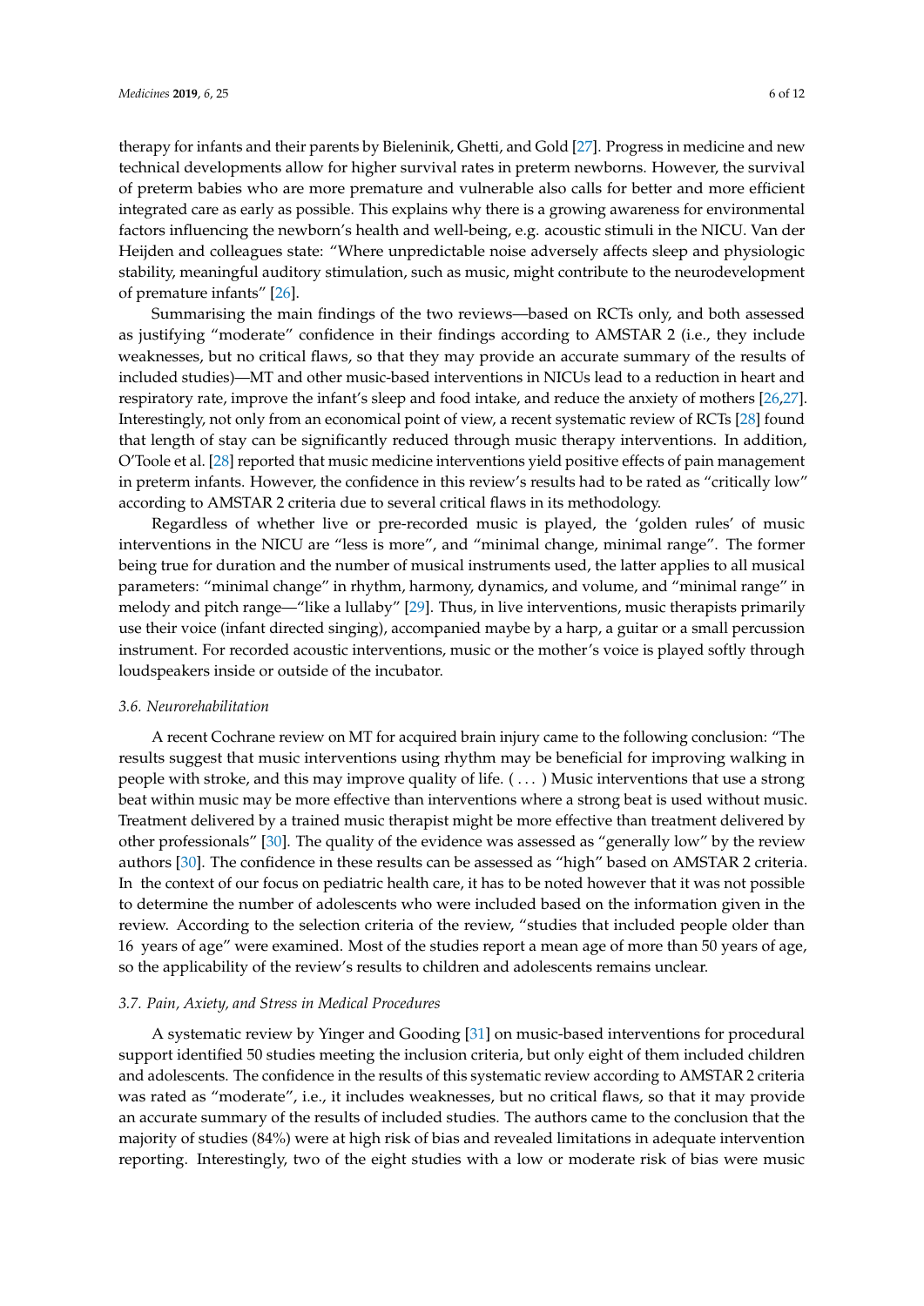therapy for infants and their parents by Bieleninik, Ghetti, and Gold [27]. Progress in medicine and new technical developments allow for higher survival rates in preterm newborns. However, the survival of preterm babies who are more premature and vulnerable also calls for better and more efficient integrated care as early as possible. This explains why there is a growing awareness for environmental factors influencing the newborn's health and well-being, e.g. acoustic stimuli in the NICU. Van der Heijden and colleagues state: "Where unpredictable noise adversely affects sleep and physiologic stability, meaningful auditory stimulation, such as music, might contribute to the neurodevelopment of premature infants" [26].

Summarising the main findings of the two reviews—based on RCTs only, and both assessed as justifying "moderate" confidence in their findings according to AMSTAR 2 (i.e., they include weaknesses, but no critical flaws, so that they may provide an accurate summary of the results of included studies)—MT and other music-based interventions in NICUs lead to a reduction in heart and respiratory rate, improve the infant's sleep and food intake, and reduce the anxiety of mothers [26,27]. Interestingly, not only from an economical point of view, a recent systematic review of RCTs [28] found that length of stay can be significantly reduced through music therapy interventions. In addition, O'Toole et al. [28] reported that music medicine interventions yield positive effects of pain management in preterm infants. However, the confidence in this review's results had to be rated as "critically low" according to AMSTAR 2 criteria due to several critical flaws in its methodology.

Regardless of whether live or pre-recorded music is played, the 'golden rules' of music interventions in the NICU are "less is more", and "minimal change, minimal range". The former being true for duration and the number of musical instruments used, the latter applies to all musical parameters: "minimal change" in rhythm, harmony, dynamics, and volume, and "minimal range" in melody and pitch range—"like a lullaby" [29]. Thus, in live interventions, music therapists primarily use their voice (infant directed singing), accompanied maybe by a harp, a guitar or a small percussion instrument. For recorded acoustic interventions, music or the mother's voice is played softly through loudspeakers inside or outside of the incubator.

### 3.6. Neurorehabilitation

A recent Cochrane review on MT for acquired brain injury came to the following conclusion: "The results suggest that music interventions using rhythm may be beneficial for improving walking in people with stroke, and this may improve quality of life. ( . . . ) Music interventions that use a strong beat within music may be more effective than interventions where a strong beat is used without music. Treatment delivered by a trained music therapist might be more effective than treatment delivered by other professionals" [30]. The quality of the evidence was assessed as "generally low" by the review authors [30]. The confidence in these results can be assessed as "high" based on AMSTAR 2 criteria. In the context of our focus on pediatric health care, it has to be noted however that it was not possible to determine the number of adolescents who were included based on the information given in the review. According to the selection criteria of the review, "studies that included people older than 16 years of age" were examined. Most of the studies report a mean age of more than 50 years of age, so the applicability of the review's results to children and adolescents remains unclear.

### 3.7. Pain, Anxiety, and Stress in Medical Procedures

A systematic review by Yinger and Gooding [31] on music-based interventions for procedural support identified 50 studies meeting the inclusion criteria, but only eight of them included children and adolescents. The confidence in the results of this systematic review according to AMSTAR 2 criteria was rated as "moderate", i.e., it includes weaknesses, but no critical flaws, so that it may provide an accurate summary of the results of included studies. The authors came to the conclusion that the majority of studies (84%) were at high risk of bias and revealed limitations in adequate intervention reporting. Interestingly, two of the eight studies with a low or moderate risk of bias were music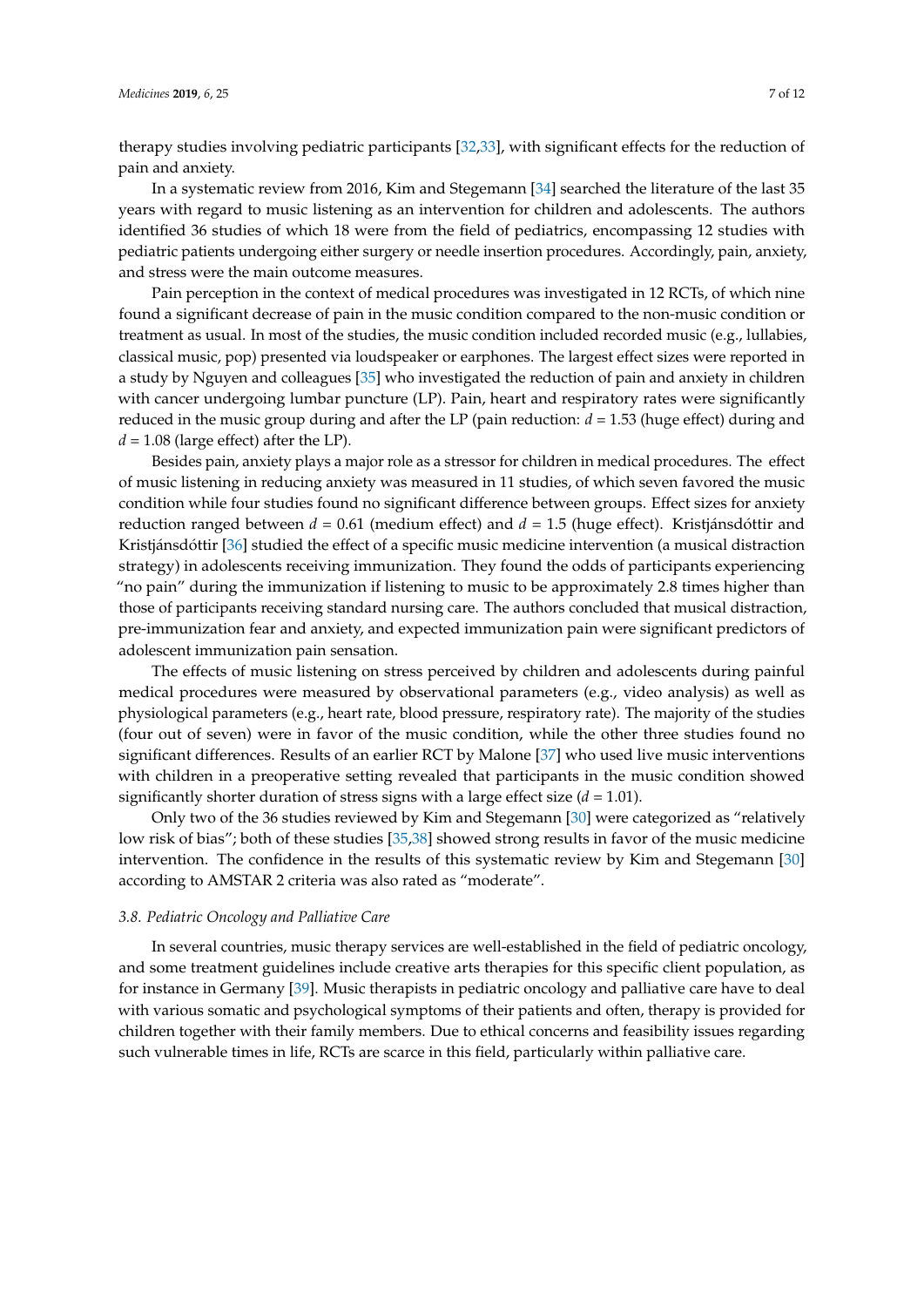therapy studies involving pediatric participants [32,33], with significant effects for the reduction of pain and anxiety.

In a systematic review from 2016, Kim and Stegemann [34] searched the literature of the last 35 years with regard to music listening as an intervention for children and adolescents. The authors identified 36 studies of which 18 were from the field of pediatrics, encompassing 12 studies with pediatric patients undergoing either surgery or needle insertion procedures. Accordingly, pain, anxiety, and stress were the main outcome measures.

Pain perception in the context of medical procedures was investigated in 12 RCTs, of which nine found a significant decrease of pain in the music condition compared to the non-music condition or treatment as usual. In most of the studies, the music condition included recorded music (e.g., lullabies, classical music, pop) presented via loudspeaker or earphones. The largest effect sizes were reported in a study by Nguyen and colleagues [35] who investigated the reduction of pain and anxiety in children with cancer undergoing lumbar puncture (LP). Pain, heart and respiratory rates were significantly reduced in the music group during and after the LP (pain reduction: $d = 1.53$ (huge effect) during and $d = 1.08$ (large effect) after the LP).

Besides pain, anxiety plays a major role as a stressor for children in medical procedures. The effect of music listening in reducing anxiety was measured in 11 studies, of which seven favored the music condition while four studies found no significant difference between groups. Effect sizes for anxiety reduction ranged between $d = 0.61$ (medium effect) and $d = 1.5$ (huge effect). Kristjánsdóttir and Kristjánsdóttir [36] studied the effect of a specific music medicine intervention (a musical distraction strategy) in adolescents receiving immunization. They found the odds of participants experiencing "no pain" during the immunization if listening to music to be approximately 2.8 times higher than those of participants receiving standard nursing care. The authors concluded that musical distraction, pre-immunization fear and anxiety, and expected immunization pain were significant predictors of adolescent immunization pain sensation.

The effects of music listening on stress perceived by children and adolescents during painful medical procedures were measured by observational parameters (e.g., video analysis) as well as physiological parameters (e.g., heart rate, blood pressure, respiratory rate). The majority of the studies (four out of seven) were in favor of the music condition, while the other three studies found no significant differences. Results of an earlier RCT by Malone [37] who used live music interventions with children in a preoperative setting revealed that participants in the music condition showed significantly shorter duration of stress signs with a large effect size ($d = 1.01$).

Only two of the 36 studies reviewed by Kim and Stegemann [30] were categorized as "relatively low risk of bias"; both of these studies [35,38] showed strong results in favor of the music medicine intervention. The confidence in the results of this systematic review by Kim and Stegemann [30] according to AMSTAR 2 criteria was also rated as "moderate".

### 3.8. Pediatric Oncology and Palliative Care

In several countries, music therapy services are well-established in the field of pediatric oncology, and some treatment guidelines include creative arts therapies for this specific client population, as for instance in Germany [39]. Music therapists in pediatric oncology and palliative care have to deal with various somatic and psychological symptoms of their patients and often, therapy is provided for children together with their family members. Due to ethical concerns and feasibility issues regarding such vulnerable times in life, RCTs are scarce in this field, particularly within palliative care.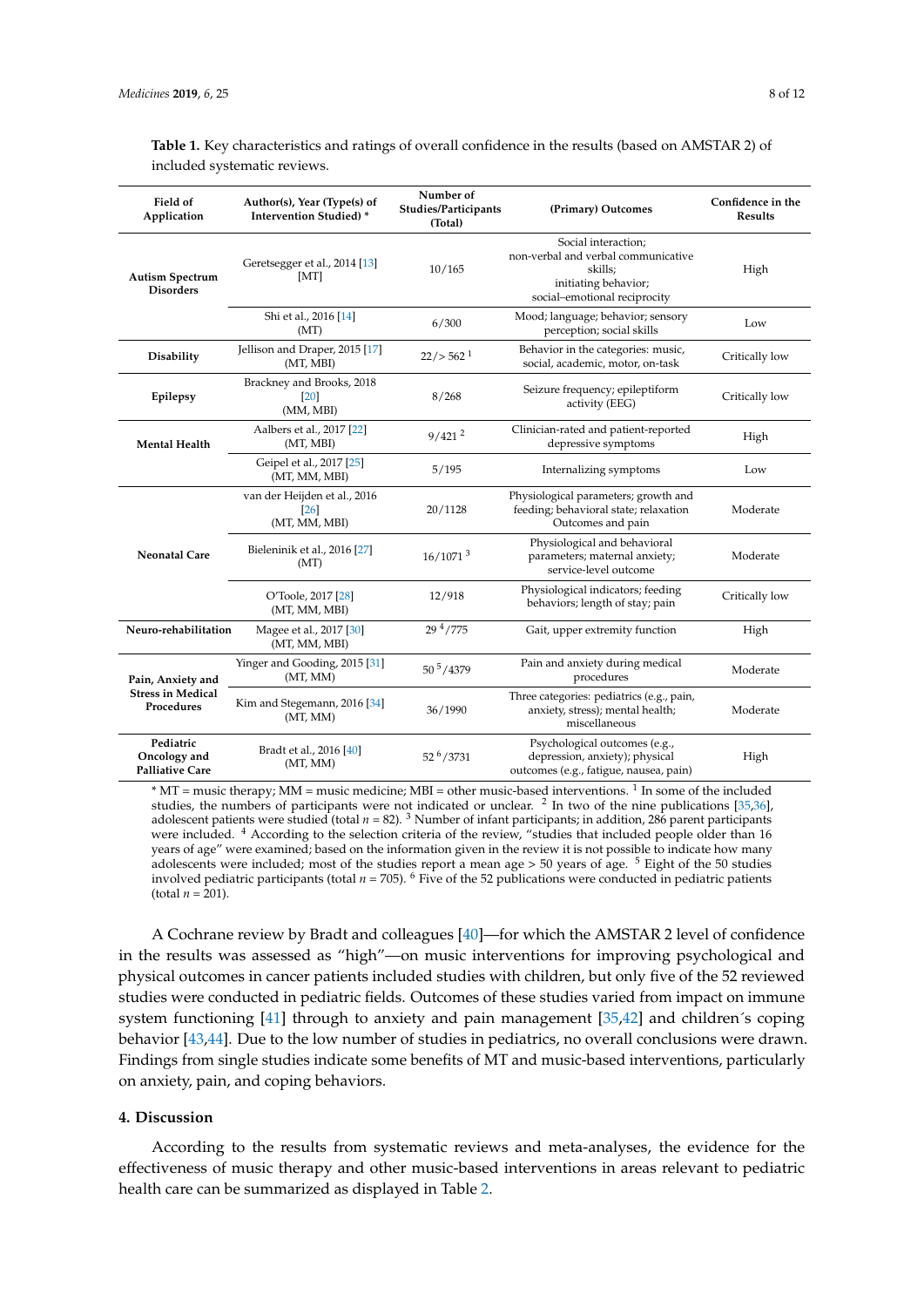**Table 1.** Key characteristics and ratings of overall confidence in the results (based on AMSTAR 2) of included systematic reviews.

| Field of Application | Author(s), Year (Type(s) of Intervention Studied) * | Number of Studies/Participants (Total) | (Primary) Outcomes | Confidence in the Results |
|---|---|---|---|---|
| **Autism Spectrum Disorders** | Geretsegger et al., 2014 [13] [MT] | 10/165 | Social interaction; non-verbal and verbal communicative skills; initiating behavior; social–emotional reciprocity | High |
| | Shi et al., 2016 [14] (MT) | 6/300 | Mood; language; behavior; sensory perception; social skills | Low |
| **Disability** | Jellison and Draper, 2015 [17] (MT, MBI) | 22/> 562 [1] | Behavior in the categories: music, social, academic, motor, on-task | Critically low |
| **Epilepsy** | Brackney and Brooks, 2018 [20] (MM, MBI) | 8/268 | Seizure frequency; epileptiform activity (EEG) | Critically low |
| **Mental Health** | Aalbers et al., 2017 [22] (MT, MBI) | 9/421 [2] | Clinician-rated and patient-reported depressive symptoms | High |
| | Geipel et al., 2017 [25] (MT, MM, MBI) | 5/195 | Internalizing symptoms | Low |
| **Neonatal Care** | van der Heijden et al., 2016 [26] (MT, MM, MBI) | 20/1128 | Physiological parameters; growth and feeding; behavioral state; relaxation Outcomes and pain | Moderate |
| | Bieleninik et al., 2016 [27] (MT) | 16/1071 [3] | Physiological and behavioral parameters; maternal anxiety; service-level outcome | Moderate |
| | O'Toole, 2017 [28] (MT, MM, MBI) | 12/918 | Physiological indicators; feeding behaviors; length of stay; pain | Critically low |
| **Neuro-rehabilitation** | Magee et al., 2017 [30] (MT, MM, MBI) | 29 [4]/775 | Gait, upper extremity function | High |
| **Pain, Anxiety and Stress in Medical Procedures** | Yinger and Gooding, 2015 [31] (MT, MM) | 50 [5]/4379 | Pain and anxiety during medical procedures | Moderate |
| | Kim and Stegemann, 2016 [34] (MT, MM) | 36/1990 | Three categories: pediatrics (e.g., pain, anxiety, stress); mental health; miscellaneous | Moderate |
| **Pediatric Oncology and Palliative Care** | Bradt et al., 2016 [40] (MT, MM) | 52 [6]/3731 | Psychological outcomes (e.g., depression, anxiety); physical outcomes (e.g., fatigue, nausea, pain) | High |

* MT = music therapy; MM = music medicine; MBI = other music-based interventions. [1] In some of the included studies, the numbers of participants were not indicated or unclear. [2] In two of the nine publications [35,36], adolescent patients were studied (total $n$ = 82). [3] Number of infant participants; in addition, 286 parent participants were included. [4] According to the selection criteria of the review, "studies that included people older than 16 years of age" were examined; based on the information given in the review it is not possible to indicate how many adolescents were included; most of the studies report a mean age > 50 years of age. [5] Eight of the 50 studies involved pediatric participants (total $n$ = 705). [6] Five of the 52 publications were conducted in pediatric patients (total $n$ = 201).

A Cochrane review by Bradt and colleagues [40]—for which the AMSTAR 2 level of confidence in the results was assessed as "high"—on music interventions for improving psychological and physical outcomes in cancer patients included studies with children, but only five of the 52 reviewed studies were conducted in pediatric fields. Outcomes of these studies varied from impact on immune system functioning [41] through to anxiety and pain management [35,42] and children´s coping behavior [43,44]. Due to the low number of studies in pediatrics, no overall conclusions were drawn. Findings from single studies indicate some benefits of MT and music-based interventions, particularly on anxiety, pain, and coping behaviors.

## 4. Discussion

According to the results from systematic reviews and meta-analyses, the evidence for the effectiveness of music therapy and other music-based interventions in areas relevant to pediatric health care can be summarized as displayed in Table 2.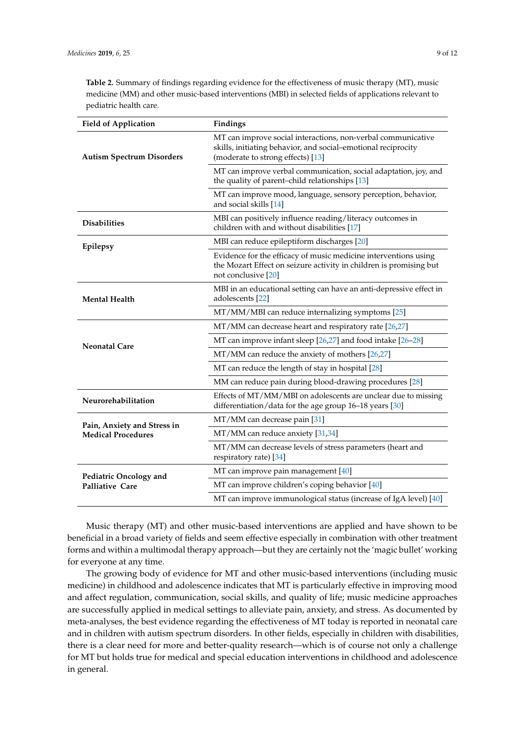**Table 2.** Summary of findings regarding evidence for the effectiveness of music therapy (MT), music medicine (MM) and other music-based interventions (MBI) in selected fields of applications relevant to pediatric health care.

| Field of Application | Findings |
|---|---|
| **Autism Spectrum Disorders** | MT can improve social interactions, non-verbal communicative skills, initiating behavior, and social–emotional reciprocity (moderate to strong effects) [13] |
| | MT can improve verbal communication, social adaptation, joy, and the quality of parent–child relationships [13] |
| | MT can improve mood, language, sensory perception, behavior, and social skills [14] |
| **Disabilities** | MBI can positively influence reading/literacy outcomes in children with and without disabilities [17] |
| **Epilepsy** | MBI can reduce epileptiform discharges [20] |
| | Evidence for the efficacy of music medicine interventions using the Mozart Effect on seizure activity in children is promising but not conclusive [20] |
| **Mental Health** | MBI in an educational setting can have an anti-depressive effect in adolescents [22] |
| | MT/MM/MBI can reduce internalizing symptoms [25] |
| **Neonatal Care** | MT/MM can decrease heart and respiratory rate [26,27] |
| | MT can improve infant sleep [26,27] and food intake [26–28] |
| | MT/MM can reduce the anxiety of mothers [26,27] |
| | MT can reduce the length of stay in hospital [28] |
| | MM can reduce pain during blood-drawing procedures [28] |
| **Neurorehabilitation** | Effects of MT/MM/MBI on adolescents are unclear due to missing differentiation/data for the age group 16–18 years [30] |
| **Pain, Anxiety and Stress in Medical Procedures** | MT/MM can decrease pain [31] |
| | MT/MM can reduce anxiety [31,34] |
| | MT/MM can decrease levels of stress parameters (heart and respiratory rate) [34] |
| **Pediatric Oncology and Palliative Care** | MT can improve pain management [40] |
| | MT can improve children's coping behavior [40] |
| | MT can improve immunological status (increase of IgA level) [40] |

Music therapy (MT) and other music-based interventions are applied and have shown to be beneficial in a broad variety of fields and seem effective especially in combination with other treatment forms and within a multimodal therapy approach—but they are certainly not the 'magic bullet' working for everyone at any time.

The growing body of evidence for MT and other music-based interventions (including music medicine) in childhood and adolescence indicates that MT is particularly effective in improving mood and affect regulation, communication, social skills, and quality of life; music medicine approaches are successfully applied in medical settings to alleviate pain, anxiety, and stress. As documented by meta-analyses, the best evidence regarding the effectiveness of MT today is reported in neonatal care and in children with autism spectrum disorders. In other fields, especially in children with disabilities, there is a clear need for more and better-quality research—which is of course not only a challenge for MT but holds true for medical and special education interventions in childhood and adolescence in general.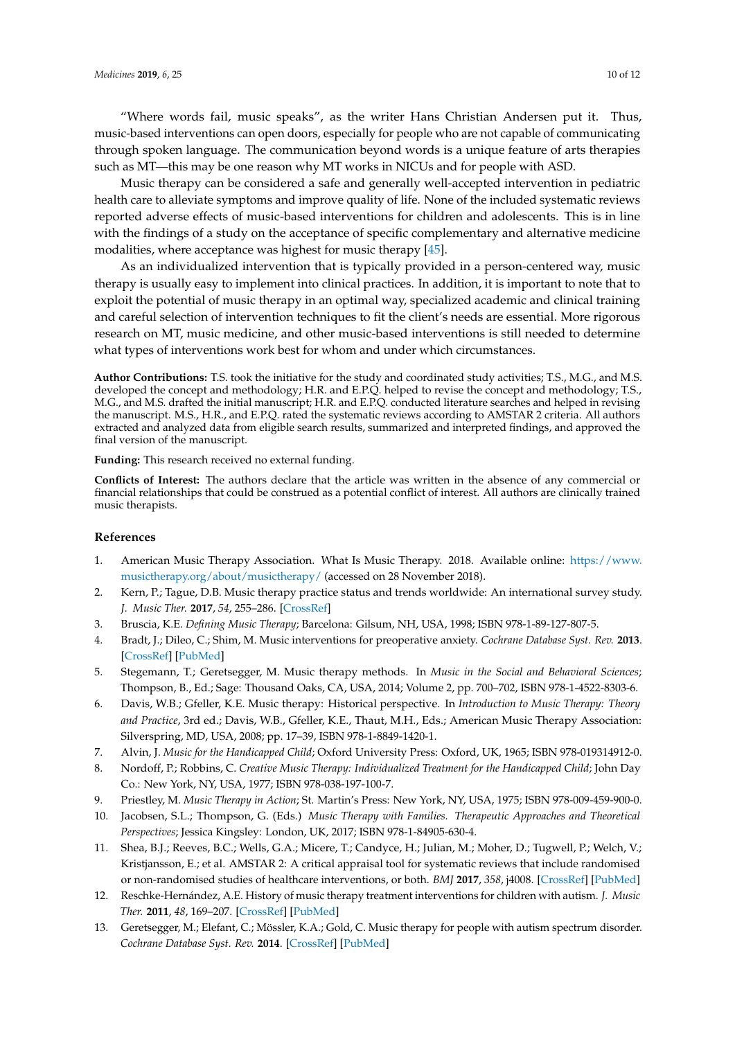"Where words fail, music speaks", as the writer Hans Christian Andersen put it. Thus, music-based interventions can open doors, especially for people who are not capable of communicating through spoken language. The communication beyond words is a unique feature of arts therapies such as MT—this may be one reason why MT works in NICUs and for people with ASD.

Music therapy can be considered a safe and generally well-accepted intervention in pediatric health care to alleviate symptoms and improve quality of life. None of the included systematic reviews reported adverse effects of music-based interventions for children and adolescents. This is in line with the findings of a study on the acceptance of specific complementary and alternative medicine modalities, where acceptance was highest for music therapy [45].

As an individualized intervention that is typically provided in a person-centered way, music therapy is usually easy to implement into clinical practices. In addition, it is important to note that to exploit the potential of music therapy in an optimal way, specialized academic and clinical training and careful selection of intervention techniques to fit the client's needs are essential. More rigorous research on MT, music medicine, and other music-based interventions is still needed to determine what types of interventions work best for whom and under which circumstances.

**Author Contributions:** T.S. took the initiative for the study and coordinated study activities; T.S., M.G., and M.S. developed the concept and methodology; H.R. and E.P.Q. helped to revise the concept and methodology; T.S., M.G., and M.S. drafted the initial manuscript; H.R. and E.P.Q. conducted literature searches and helped in revising the manuscript. M.S., H.R., and E.P.Q. rated the systematic reviews according to AMSTAR 2 criteria. All authors extracted and analyzed data from eligible search results, summarized and interpreted findings, and approved the final version of the manuscript.

**Funding:** This research received no external funding.

**Conflicts of Interest:** The authors declare that the article was written in the absence of any commercial or financial relationships that could be construed as a potential conflict of interest. All authors are clinically trained music therapists.

## References

1. American Music Therapy Association. What Is Music Therapy. 2018. Available online: https://www.musictherapy.org/about/musictherapy/ (accessed on 28 November 2018).
2. Kern, P.; Tague, D.B. Music therapy practice status and trends worldwide: An international survey study. *J. Music Ther.* **2017**, *54*, 255–286. [CrossRef]
3. Bruscia, K.E. *Defining Music Therapy*; Barcelona: Gilsum, NH, USA, 1998; ISBN 978-1-89-127-807-5.
4. Bradt, J.; Dileo, C.; Shim, M. Music interventions for preoperative anxiety. *Cochrane Database Syst. Rev.* **2013**. [CrossRef] [PubMed]
5. Stegemann, T.; Geretsegger, M. Music therapy methods. In *Music in the Social and Behavioral Sciences*; Thompson, B., Ed.; Sage: Thousand Oaks, CA, USA, 2014; Volume 2, pp. 700–702, ISBN 978-1-4522-8303-6.
6. Davis, W.B.; Gfeller, K.E. Music therapy: Historical perspective. In *Introduction to Music Therapy: Theory and Practice*, 3rd ed.; Davis, W.B., Gfeller, K.E., Thaut, M.H., Eds.; American Music Therapy Association: Silverspring, MD, USA, 2008; pp. 17–39, ISBN 978-1-8849-1420-1.
7. Alvin, J. *Music for the Handicapped Child*; Oxford University Press: Oxford, UK, 1965; ISBN 978-019314912-0.
8. Nordoff, P.; Robbins, C. *Creative Music Therapy: Individualized Treatment for the Handicapped Child*; John Day Co.: New York, NY, USA, 1977; ISBN 978-038-197-100-7.
9. Priestley, M. *Music Therapy in Action*; St. Martin's Press: New York, NY, USA, 1975; ISBN 978-009-459-900-0.
10. Jacobsen, S.L.; Thompson, G. (Eds.) *Music Therapy with Families. Therapeutic Approaches and Theoretical Perspectives*; Jessica Kingsley: London, UK, 2017; ISBN 978-1-84905-630-4.
11. Shea, B.J.; Reeves, B.C.; Wells, G.A.; Micere, T.; Candyce, H.; Julian, M.; Moher, D.; Tugwell, P.; Welch, V.; Kristjansson, E.; et al. AMSTAR 2: A critical appraisal tool for systematic reviews that include randomised or non-randomised studies of healthcare interventions, or both. *BMJ* **2017**, *358*, j4008. [CrossRef] [PubMed]
12. Reschke-Hernández, A.E. History of music therapy treatment interventions for children with autism. *J. Music Ther.* **2011**, *48*, 169–207. [CrossRef] [PubMed]
13. Geretsegger, M.; Elefant, C.; Mössler, K.A.; Gold, C. Music therapy for people with autism spectrum disorder. *Cochrane Database Syst. Rev.* **2014**. [CrossRef] [PubMed]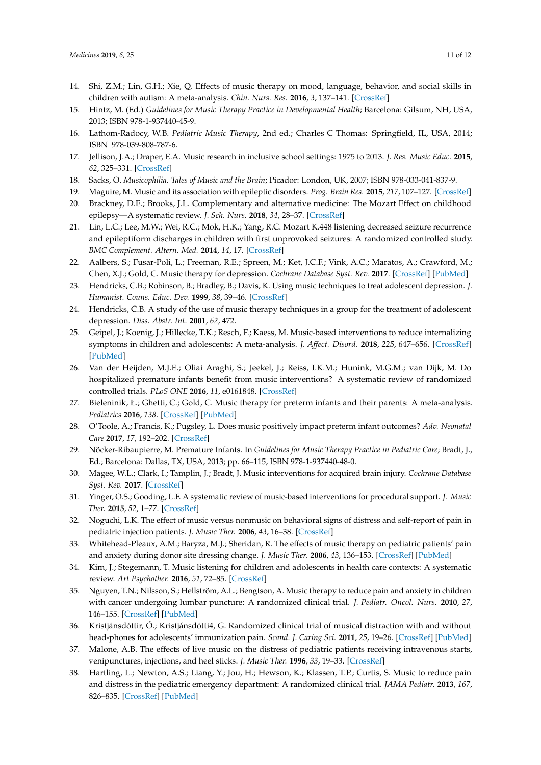14. Shi, Z.M.; Lin, G.H.; Xie, Q. Effects of music therapy on mood, language, behavior, and social skills in children with autism: A meta-analysis. *Chin. Nurs. Res.* **2016**, *3*, 137–141. [CrossRef]
15. Hintz, M. (Ed.) *Guidelines for Music Therapy Practice in Developmental Health*; Barcelona: Gilsum, NH, USA, 2013; ISBN 978-1-937440-45-9.
16. Lathom-Radocy, W.B. *Pediatric Music Therapy*, 2nd ed.; Charles C Thomas: Springfield, IL, USA, 2014; ISBN 978-039-808-787-6.
17. Jellison, J.A.; Draper, E.A. Music research in inclusive school settings: 1975 to 2013. *J. Res. Music Educ.* **2015**, *62*, 325–331. [CrossRef]
18. Sacks, O. *Musicophilia. Tales of Music and the Brain*; Picador: London, UK, 2007; ISBN 978-033-041-837-9.
19. Maguire, M. Music and its association with epileptic disorders. *Prog. Brain Res.* **2015**, *217*, 107–127. [CrossRef]
20. Brackney, D.E.; Brooks, J.L. Complementary and alternative medicine: The Mozart Effect on childhood epilepsy—A systematic review. *J. Sch. Nurs.* **2018**, *34*, 28–37. [CrossRef]
21. Lin, L.C.; Lee, M.W.; Wei, R.C.; Mok, H.K.; Yang, R.C. Mozart K.448 listening decreased seizure recurrence and epileptiform discharges in children with first unprovoked seizures: A randomized controlled study. *BMC Complement. Altern. Med.* **2014**, *14*, 17. [CrossRef]
22. Aalbers, S.; Fusar-Poli, L.; Freeman, R.E.; Spreen, M.; Ket, J.C.F.; Vink, A.C.; Maratos, A.; Crawford, M.; Chen, X.J.; Gold, C. Music therapy for depression. *Cochrane Database Syst. Rev.* **2017**. [CrossRef] [PubMed]
23. Hendricks, C.B.; Robinson, B.; Bradley, B.; Davis, K. Using music techniques to treat adolescent depression. *J. Humanist. Couns. Educ. Dev.* **1999**, *38*, 39–46. [CrossRef]
24. Hendricks, C.B. A study of the use of music therapy techniques in a group for the treatment of adolescent depression. *Diss. Abstr. Int.* **2001**, *62*, 472.
25. Geipel, J.; Koenig, J.; Hillecke, T.K.; Resch, F.; Kaess, M. Music-based interventions to reduce internalizing symptoms in children and adolescents: A meta-analysis. *J. Affect. Disord.* **2018**, *225*, 647–656. [CrossRef] [PubMed]
26. Van der Heijden, M.J.E.; Oliai Araghi, S.; Jeekel, J.; Reiss, I.K.M.; Hunink, M.G.M.; van Dijk, M. Do hospitalized premature infants benefit from music interventions? A systematic review of randomized controlled trials. *PLoS ONE* **2016**, *11*, e0161848. [CrossRef]
27. Bieleninik, Ł.; Ghetti, C.; Gold, C. Music therapy for preterm infants and their parents: A meta-analysis. *Pediatrics* **2016**, *138*. [CrossRef] [PubMed]
28. O'Toole, A.; Francis, K.; Pugsley, L. Does music positively impact preterm infant outcomes? *Adv. Neonatal Care* **2017**, *17*, 192–202. [CrossRef]
29. Nöcker-Ribaupierre, M. Premature Infants. In *Guidelines for Music Therapy Practice in Pediatric Care*; Bradt, J., Ed.; Barcelona: Dallas, TX, USA, 2013; pp. 66–115, ISBN 978-1-937440-48-0.
30. Magee, W.L.; Clark, I.; Tamplin, J.; Bradt, J. Music interventions for acquired brain injury. *Cochrane Database Syst. Rev.* **2017**. [CrossRef]
31. Yinger, O.S.; Gooding, L.F. A systematic review of music-based interventions for procedural support. *J. Music Ther.* **2015**, *52*, 1–77. [CrossRef]
32. Noguchi, L.K. The effect of music versus nonmusic on behavioral signs of distress and self-report of pain in pediatric injection patients. *J. Music Ther.* **2006**, *43*, 16–38. [CrossRef]
33. Whitehead-Pleaux, A.M.; Baryza, M.J.; Sheridan, R. The effects of music therapy on pediatric patients' pain and anxiety during donor site dressing change. *J. Music Ther.* **2006**, *43*, 136–153. [CrossRef] [PubMed]
34. Kim, J.; Stegemann, T. Music listening for children and adolescents in health care contexts: A systematic review. *Art Psychother.* **2016**, *51*, 72–85. [CrossRef]
35. Nguyen, T.N.; Nilsson, S.; Hellström, A.L.; Bengtson, A. Music therapy to reduce pain and anxiety in children with cancer undergoing lumbar puncture: A randomized clinical trial. *J. Pediatr. Oncol. Nurs.* **2010**, *27*, 146–155. [CrossRef] [PubMed]
36. Kristjánsdóttir, Ó.; Kristjánsdótti4, G. Randomized clinical trial of musical distraction with and without head-phones for adolescents' immunization pain. *Scand. J. Caring Sci.* **2011**, *25*, 19–26. [CrossRef] [PubMed]
37. Malone, A.B. The effects of live music on the distress of pediatric patients receiving intravenous starts, venipunctures, injections, and heel sticks. *J. Music Ther.* **1996**, *33*, 19–33. [CrossRef]
38. Hartling, L.; Newton, A.S.; Liang, Y.; Jou, H.; Hewson, K.; Klassen, T.P.; Curtis, S. Music to reduce pain and distress in the pediatric emergency department: A randomized clinical trial. *JAMA Pediatr.* **2013**, *167*, 826–835. [CrossRef] [PubMed]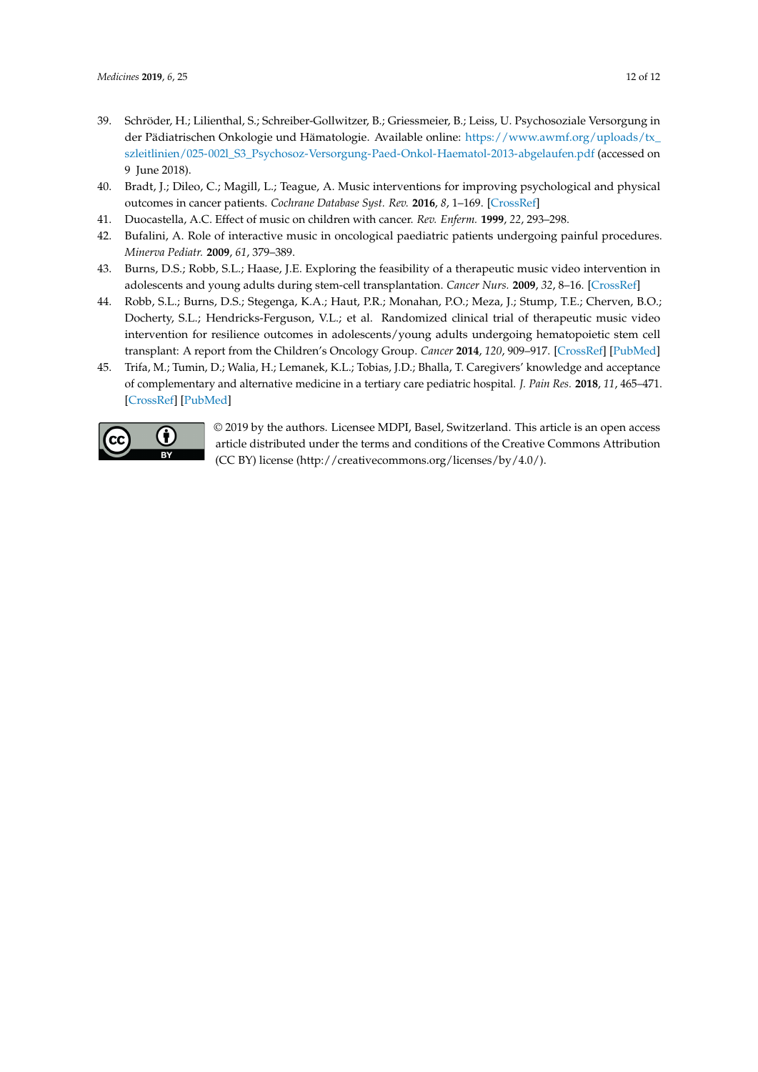39. Schröder, H.; Lilienthal, S.; Schreiber-Gollwitzer, B.; Griessmeier, B.; Leiss, U. Psychosoziale Versorgung in der Pädiatrischen Onkologie und Hämatologie. Available online: https://www.awmf.org/uploads/tx_szleitlinien/025-002l_S3_Psychosoz-Versorgung-Paed-Onkol-Haematol-2013-abgelaufen.pdf (accessed on 9 June 2018).
40. Bradt, J.; Dileo, C.; Magill, L.; Teague, A. Music interventions for improving psychological and physical outcomes in cancer patients. *Cochrane Database Syst. Rev.* **2016**, *8*, 1–169. [CrossRef]
41. Duocastella, A.C. Effect of music on children with cancer. *Rev. Enferm.* **1999**, *22*, 293–298.
42. Bufalini, A. Role of interactive music in oncological paediatric patients undergoing painful procedures. *Minerva Pediatr.* **2009**, *61*, 379–389.
43. Burns, D.S.; Robb, S.L.; Haase, J.E. Exploring the feasibility of a therapeutic music video intervention in adolescents and young adults during stem-cell transplantation. *Cancer Nurs.* **2009**, *32*, 8–16. [CrossRef]
44. Robb, S.L.; Burns, D.S.; Stegenga, K.A.; Haut, P.R.; Monahan, P.O.; Meza, J.; Stump, T.E.; Cherven, B.O.; Docherty, S.L.; Hendricks-Ferguson, V.L.; et al. Randomized clinical trial of therapeutic music video intervention for resilience outcomes in adolescents/young adults undergoing hematopoietic stem cell transplant: A report from the Children's Oncology Group. *Cancer* **2014**, *120*, 909–917. [CrossRef] [PubMed]
45. Trifa, M.; Tumin, D.; Walia, H.; Lemanek, K.L.; Tobias, J.D.; Bhalla, T. Caregivers' knowledge and acceptance of complementary and alternative medicine in a tertiary care pediatric hospital. *J. Pain Res.* **2018**, *11*, 465–471. [CrossRef] [PubMed]

© 2019 by the authors. Licensee MDPI, Basel, Switzerland. This article is an open access article distributed under the terms and conditions of the Creative Commons Attribution (CC BY) license (http://creativecommons.org/licenses/by/4.0/).